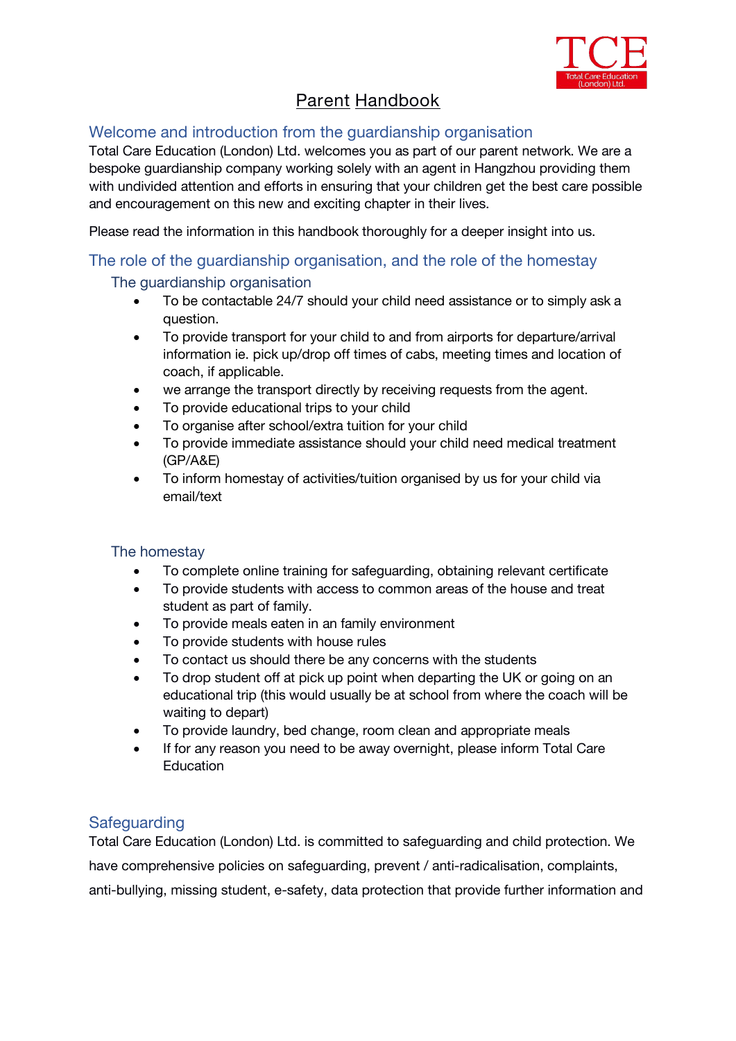# Parent Handbook

## Welcome and introduction from the guardianship organisation

Total Care Education (London) Ltd. welcomes you as part of our parent network. We are a bespoke guardianship company working solely with an agent in Hangzhou providing them with undivided attention and efforts in ensuring that your children get the best care possible and encouragement on this new and exciting chapter in their lives.

Please read the information in this handbook thoroughly for a deeper insight into us.

## The role of the guardianship organisation, and the role of the homestay

### The guardianship organisation

- To be contactable 24/7 should your child need assistance or to simply ask a question.
- To provide transport for your child to and from airports for departure/arrival information ie. pick up/drop off times of cabs, meeting times and location of coach, if applicable.
- we arrange the transport directly by receiving requests from the agent.
- To provide educational trips to your child
- To organise after school/extra tuition for your child
- To provide immediate assistance should your child need medical treatment (GP/A&E)
- To inform homestay of activities/tuition organised by us for your child via email/text

### The homestay

- To complete online training for safeguarding, obtaining relevant certificate
- To provide students with access to common areas of the house and treat student as part of family.
- To provide meals eaten in an family environment
- To provide students with house rules
- To contact us should there be any concerns with the students
- To drop student off at pick up point when departing the UK or going on an educational trip (this would usually be at school from where the coach will be waiting to depart)
- To provide laundry, bed change, room clean and appropriate meals
- If for any reason you need to be away overnight, please inform Total Care Education

## Safeguarding

Total Care Education (London) Ltd. is committed to safeguarding and child protection. We have comprehensive policies on safeguarding, prevent / anti-radicalisation, complaints, anti-bullying, missing student, e-safety, data protection that provide further information and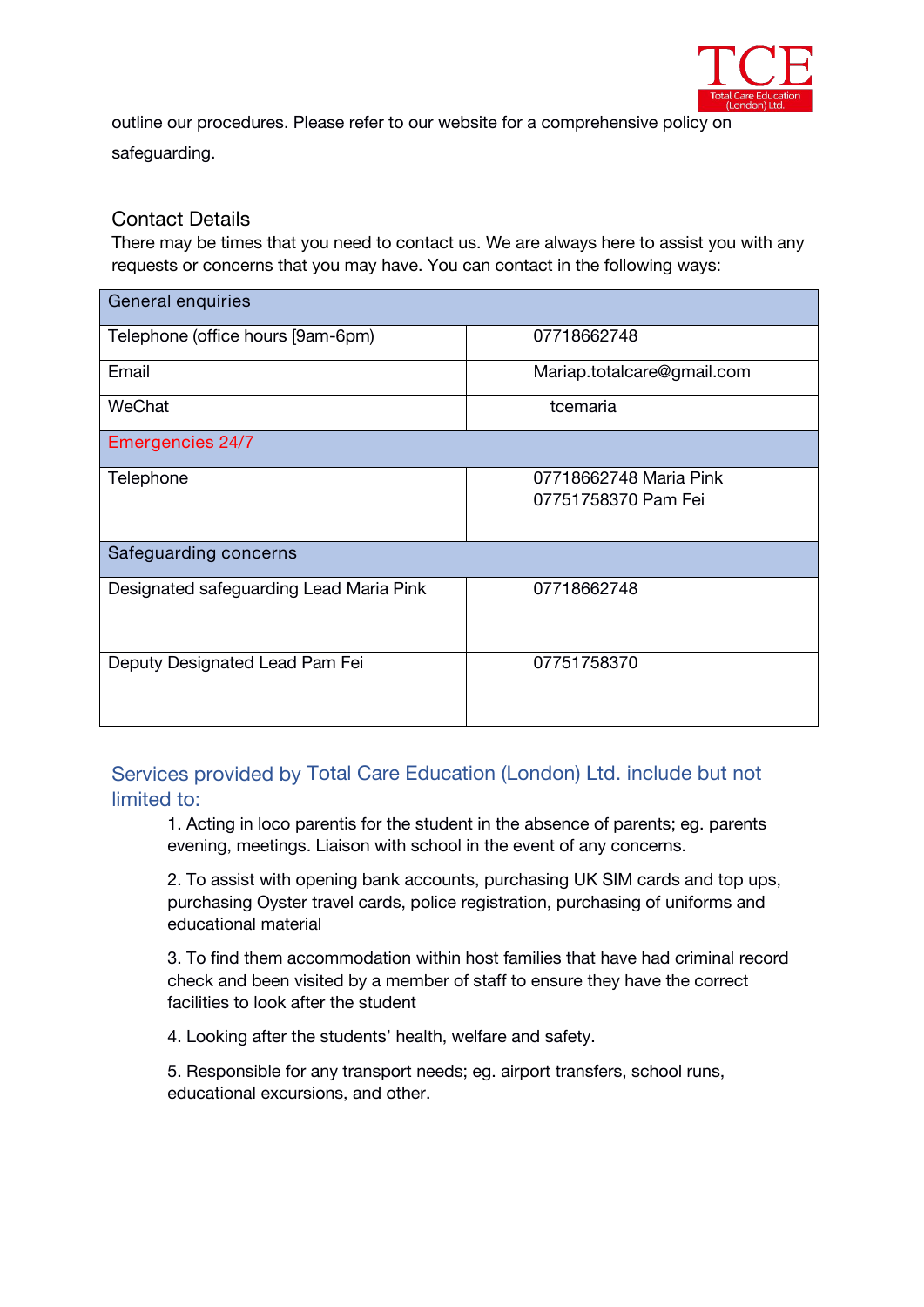outline our procedures. Please refer to our website for a comprehensive policy on safeguarding.

## Contact Details

There may be times that you need to contact us. We are always here to assist you with any requests or concerns that you may have. You can contact in the following ways:

| General enquiries | |
|---|---|
| Telephone (office hours [9am-6pm) | 07718662748 |
| Email | Mariap.totalcare@gmail.com |
| WeChat | tcemaria |
| Emergencies 24/7 | |
| Telephone | 07718662748 Maria Pink<br>07751758370 Pam Fei |
| Safeguarding concerns | |
| Designated safeguarding Lead Maria Pink | 07718662748 |
| Deputy Designated Lead Pam Fei | 07751758370 |

## Services provided by Total Care Education (London) Ltd. include but not limited to:

1. Acting in loco parentis for the student in the absence of parents; eg. parents evening, meetings. Liaison with school in the event of any concerns.

2. To assist with opening bank accounts, purchasing UK SIM cards and top ups, purchasing Oyster travel cards, police registration, purchasing of uniforms and educational material

3. To find them accommodation within host families that have had criminal record check and been visited by a member of staff to ensure they have the correct facilities to look after the student

4. Looking after the students' health, welfare and safety.

5. Responsible for any transport needs; eg. airport transfers, school runs, educational excursions, and other.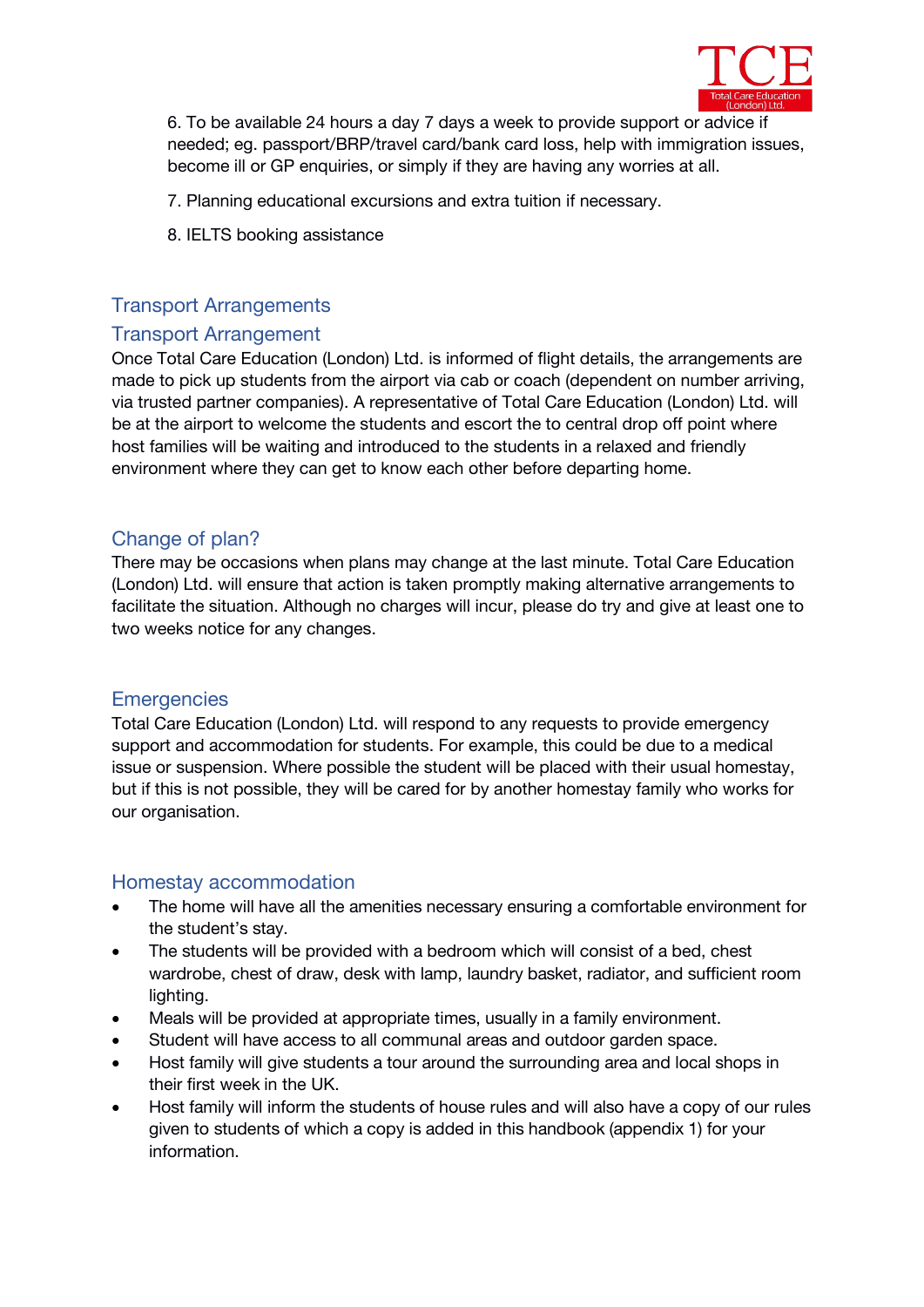6. To be available 24 hours a day 7 days a week to provide support or advice if needed; eg. passport/BRP/travel card/bank card loss, help with immigration issues, become ill or GP enquiries, or simply if they are having any worries at all.

7. Planning educational excursions and extra tuition if necessary.

8. IELTS booking assistance

## Transport Arrangements

### Transport Arrangement

Once Total Care Education (London) Ltd. is informed of flight details, the arrangements are made to pick up students from the airport via cab or coach (dependent on number arriving, via trusted partner companies). A representative of Total Care Education (London) Ltd. will be at the airport to welcome the students and escort the to central drop off point where host families will be waiting and introduced to the students in a relaxed and friendly environment where they can get to know each other before departing home.

### Change of plan?

There may be occasions when plans may change at the last minute. Total Care Education (London) Ltd. will ensure that action is taken promptly making alternative arrangements to facilitate the situation. Although no charges will incur, please do try and give at least one to two weeks notice for any changes.

### Emergencies

Total Care Education (London) Ltd. will respond to any requests to provide emergency support and accommodation for students. For example, this could be due to a medical issue or suspension. Where possible the student will be placed with their usual homestay, but if this is not possible, they will be cared for by another homestay family who works for our organisation.

### Homestay accommodation

- The home will have all the amenities necessary ensuring a comfortable environment for the student's stay.
- The students will be provided with a bedroom which will consist of a bed, chest wardrobe, chest of draw, desk with lamp, laundry basket, radiator, and sufficient room lighting.
- Meals will be provided at appropriate times, usually in a family environment.
- Student will have access to all communal areas and outdoor garden space.
- Host family will give students a tour around the surrounding area and local shops in their first week in the UK.
- Host family will inform the students of house rules and will also have a copy of our rules given to students of which a copy is added in this handbook (appendix 1) for your information.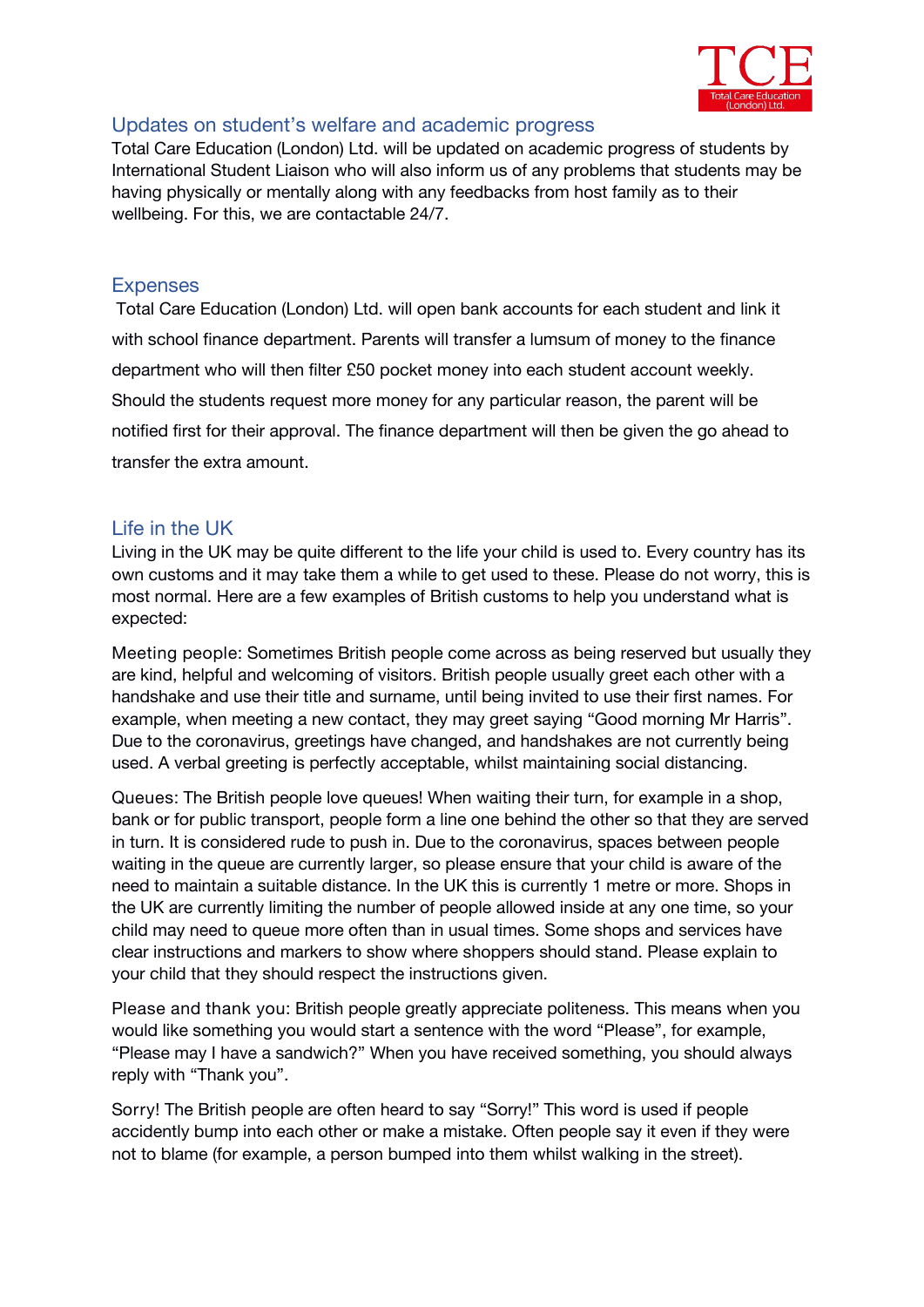## Updates on student's welfare and academic progress

Total Care Education (London) Ltd. will be updated on academic progress of students by International Student Liaison who will also inform us of any problems that students may be having physically or mentally along with any feedbacks from host family as to their wellbeing. For this, we are contactable 24/7.

## Expenses

Total Care Education (London) Ltd. will open bank accounts for each student and link it with school finance department. Parents will transfer a lumsum of money to the finance department who will then filter £50 pocket money into each student account weekly. Should the students request more money for any particular reason, the parent will be notified first for their approval. The finance department will then be given the go ahead to transfer the extra amount.

## Life in the UK

Living in the UK may be quite different to the life your child is used to. Every country has its own customs and it may take them a while to get used to these. Please do not worry, this is most normal. Here are a few examples of British customs to help you understand what is expected:

Meeting people: Sometimes British people come across as being reserved but usually they are kind, helpful and welcoming of visitors. British people usually greet each other with a handshake and use their title and surname, until being invited to use their first names. For example, when meeting a new contact, they may greet saying "Good morning Mr Harris". Due to the coronavirus, greetings have changed, and handshakes are not currently being used. A verbal greeting is perfectly acceptable, whilst maintaining social distancing.

Queues: The British people love queues! When waiting their turn, for example in a shop, bank or for public transport, people form a line one behind the other so that they are served in turn. It is considered rude to push in. Due to the coronavirus, spaces between people waiting in the queue are currently larger, so please ensure that your child is aware of the need to maintain a suitable distance. In the UK this is currently 1 metre or more. Shops in the UK are currently limiting the number of people allowed inside at any one time, so your child may need to queue more often than in usual times. Some shops and services have clear instructions and markers to show where shoppers should stand. Please explain to your child that they should respect the instructions given.

Please and thank you: British people greatly appreciate politeness. This means when you would like something you would start a sentence with the word "Please", for example, "Please may I have a sandwich?" When you have received something, you should always reply with "Thank you".

Sorry! The British people are often heard to say "Sorry!" This word is used if people accidently bump into each other or make a mistake. Often people say it even if they were not to blame (for example, a person bumped into them whilst walking in the street).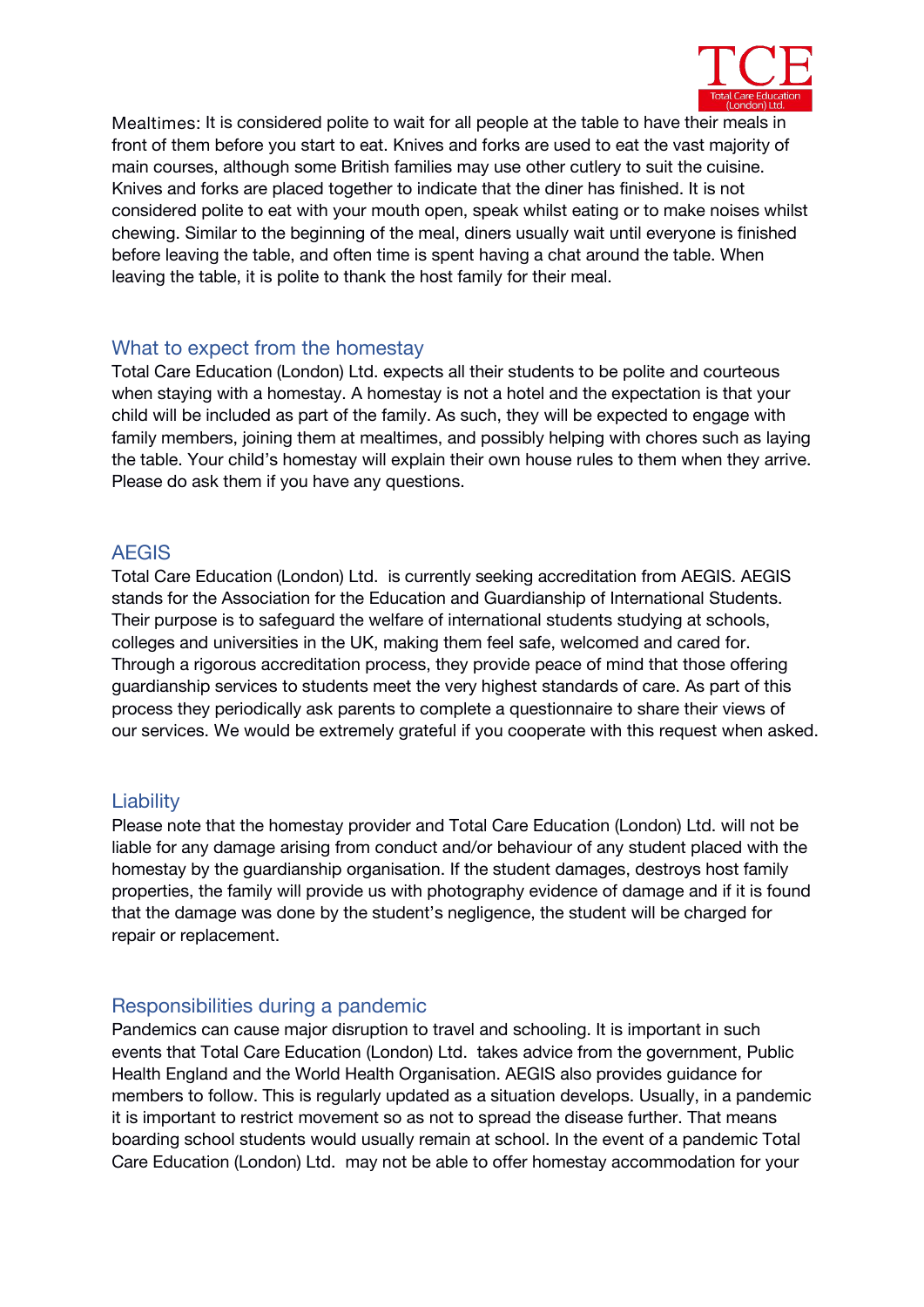Mealtimes: It is considered polite to wait for all people at the table to have their meals in front of them before you start to eat. Knives and forks are used to eat the vast majority of main courses, although some British families may use other cutlery to suit the cuisine. Knives and forks are placed together to indicate that the diner has finished. It is not considered polite to eat with your mouth open, speak whilst eating or to make noises whilst chewing. Similar to the beginning of the meal, diners usually wait until everyone is finished before leaving the table, and often time is spent having a chat around the table. When leaving the table, it is polite to thank the host family for their meal.

## What to expect from the homestay

Total Care Education (London) Ltd. expects all their students to be polite and courteous when staying with a homestay. A homestay is not a hotel and the expectation is that your child will be included as part of the family. As such, they will be expected to engage with family members, joining them at mealtimes, and possibly helping with chores such as laying the table. Your child's homestay will explain their own house rules to them when they arrive. Please do ask them if you have any questions.

## AEGIS

Total Care Education (London) Ltd.  is currently seeking accreditation from AEGIS. AEGIS stands for the Association for the Education and Guardianship of International Students. Their purpose is to safeguard the welfare of international students studying at schools, colleges and universities in the UK, making them feel safe, welcomed and cared for. Through a rigorous accreditation process, they provide peace of mind that those offering guardianship services to students meet the very highest standards of care. As part of this process they periodically ask parents to complete a questionnaire to share their views of our services. We would be extremely grateful if you cooperate with this request when asked.

## Liability

Please note that the homestay provider and Total Care Education (London) Ltd. will not be liable for any damage arising from conduct and/or behaviour of any student placed with the homestay by the guardianship organisation. If the student damages, destroys host family properties, the family will provide us with photography evidence of damage and if it is found that the damage was done by the student's negligence, the student will be charged for repair or replacement.

## Responsibilities during a pandemic

Pandemics can cause major disruption to travel and schooling. It is important in such events that Total Care Education (London) Ltd.  takes advice from the government, Public Health England and the World Health Organisation. AEGIS also provides guidance for members to follow. This is regularly updated as a situation develops. Usually, in a pandemic it is important to restrict movement so as not to spread the disease further. That means boarding school students would usually remain at school. In the event of a pandemic Total Care Education (London) Ltd.  may not be able to offer homestay accommodation for your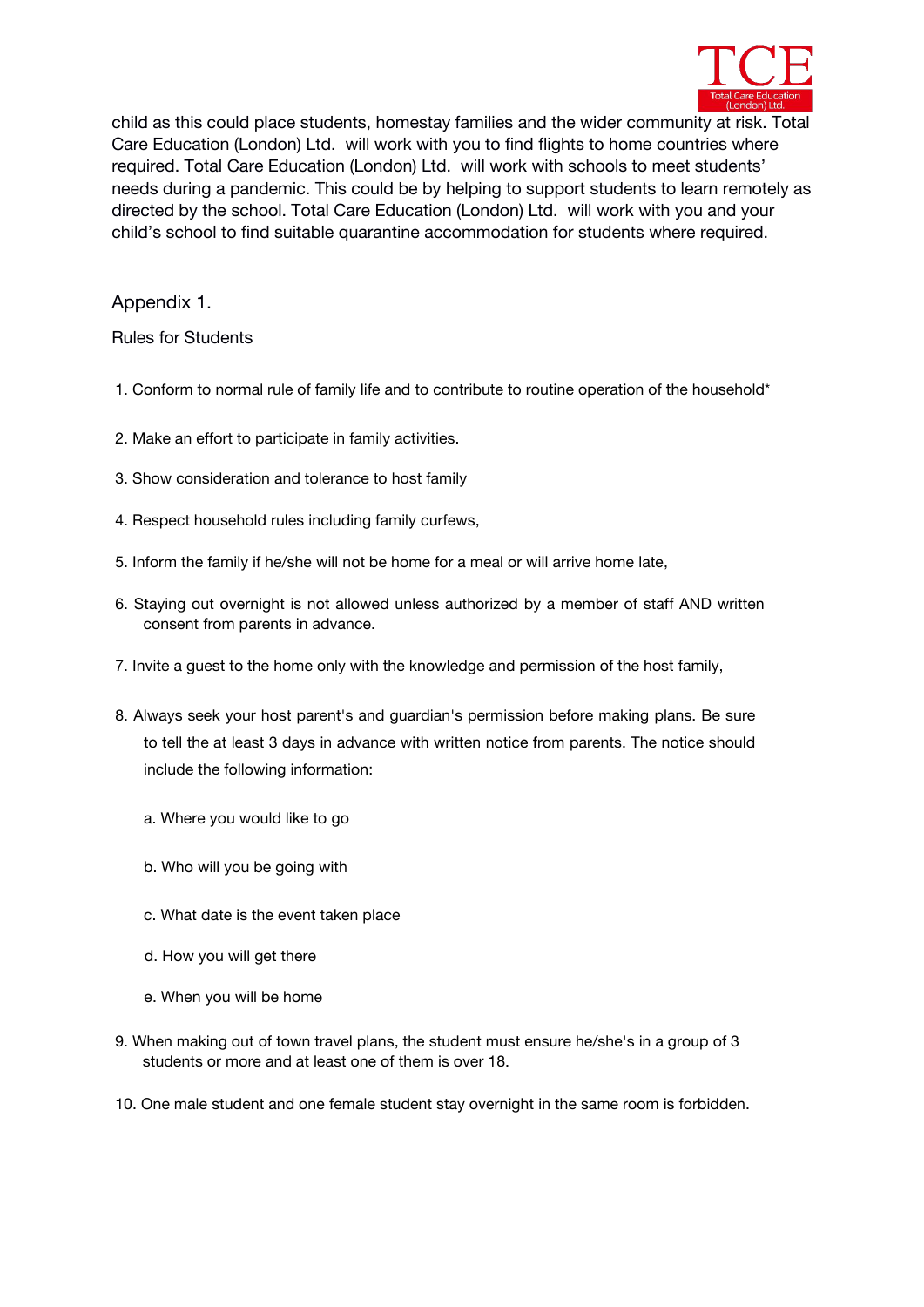child as this could place students, homestay families and the wider community at risk. Total Care Education (London) Ltd.  will work with you to find flights to home countries where required. Total Care Education (London) Ltd.  will work with schools to meet students' needs during a pandemic. This could be by helping to support students to learn remotely as directed by the school. Total Care Education (London) Ltd.  will work with you and your child's school to find suitable quarantine accommodation for students where required.

## Appendix 1.

### Rules for Students

1. Conform to normal rule of family life and to contribute to routine operation of the household*
2. Make an effort to participate in family activities.
3. Show consideration and tolerance to host family
4. Respect household rules including family curfews,
5. Inform the family if he/she will not be home for a meal or will arrive home late,
6. Staying out overnight is not allowed unless authorized by a member of staff AND written consent from parents in advance.
7. Invite a guest to the home only with the knowledge and permission of the host family,
8. Always seek your host parent's and guardian's permission before making plans. Be sure to tell the at least 3 days in advance with written notice from parents. The notice should include the following information:
   a. Where you would like to go
   b. Who will you be going with
   c. What date is the event taken place
   d. How you will get there
   e. When you will be home
9. When making out of town travel plans, the student must ensure he/she's in a group of 3 students or more and at least one of them is over 18.
10. One male student and one female student stay overnight in the same room is forbidden.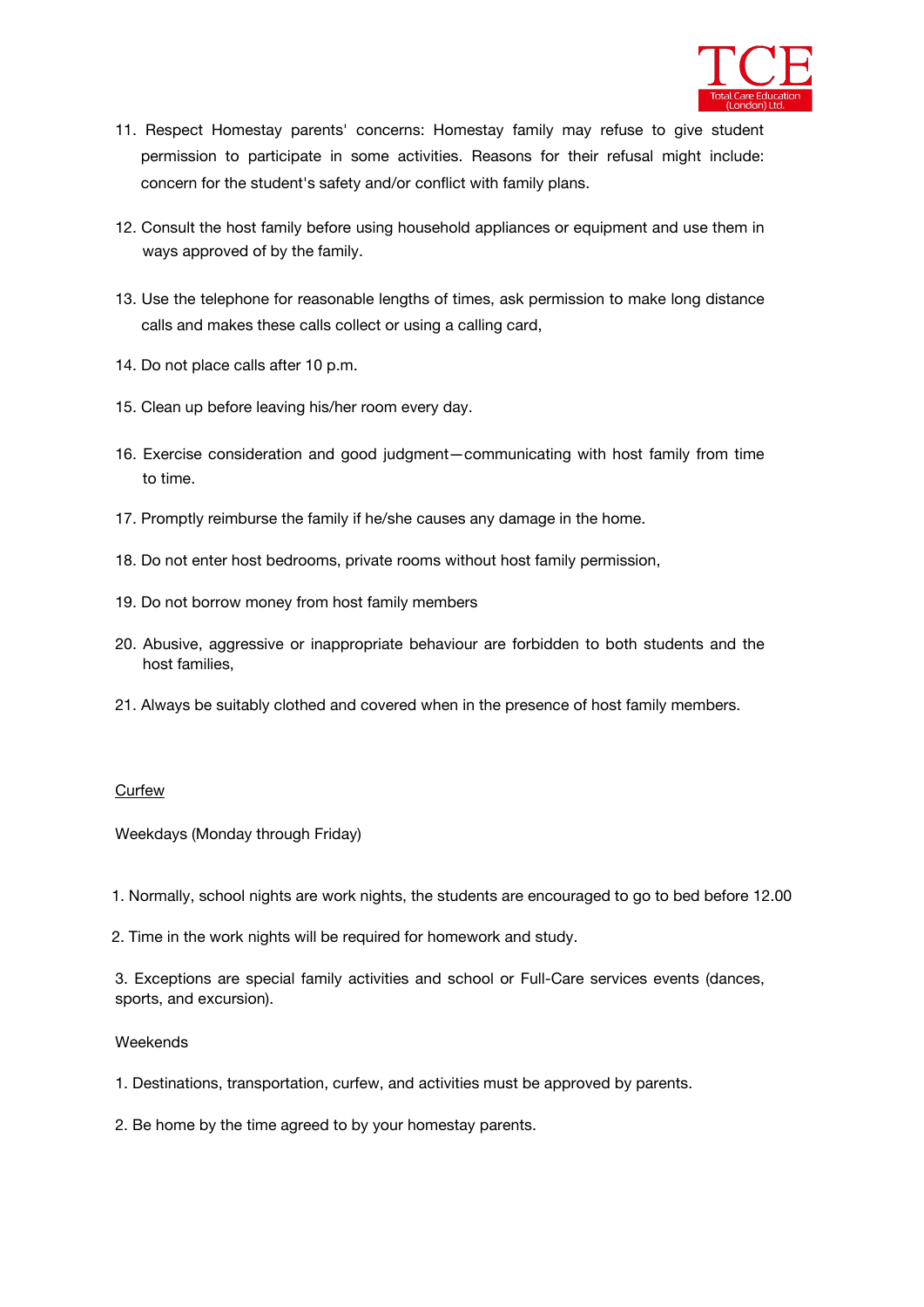11. Respect Homestay parents' concerns: Homestay family may refuse to give student permission to participate in some activities. Reasons for their refusal might include: concern for the student's safety and/or conflict with family plans.

12. Consult the host family before using household appliances or equipment and use them in ways approved of by the family.

13. Use the telephone for reasonable lengths of times, ask permission to make long distance calls and makes these calls collect or using a calling card,

14. Do not place calls after 10 p.m.

15. Clean up before leaving his/her room every day.

16. Exercise consideration and good judgment—communicating with host family from time to time.

17. Promptly reimburse the family if he/she causes any damage in the home.

18. Do not enter host bedrooms, private rooms without host family permission,

19. Do not borrow money from host family members

20. Abusive, aggressive or inappropriate behaviour are forbidden to both students and the host families,

21. Always be suitably clothed and covered when in the presence of host family members.

<u>Curfew</u>

Weekdays (Monday through Friday)

1. Normally, school nights are work nights, the students are encouraged to go to bed before 12.00

2. Time in the work nights will be required for homework and study.

3. Exceptions are special family activities and school or Full-Care services events (dances, sports, and excursion).

Weekends

1. Destinations, transportation, curfew, and activities must be approved by parents.

2. Be home by the time agreed to by your homestay parents.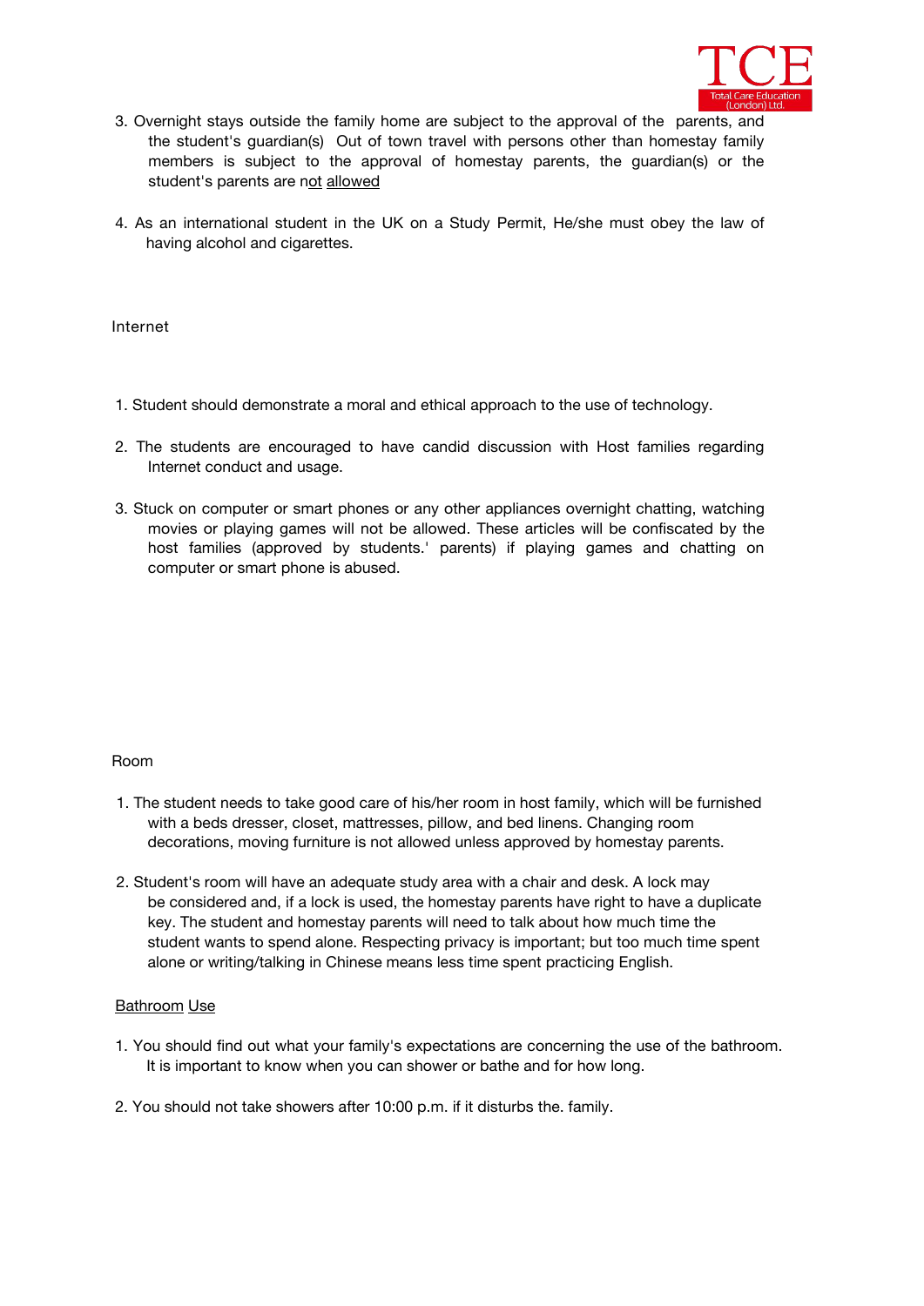3. Overnight stays outside the family home are subject to the approval of the parents, and the student's guardian(s) Out of town travel with persons other than homestay family members is subject to the approval of homestay parents, the guardian(s) or the student's parents are not allowed

4. As an international student in the UK on a Study Permit, He/she must obey the law of having alcohol and cigarettes.

## Internet

1. Student should demonstrate a moral and ethical approach to the use of technology.

2. The students are encouraged to have candid discussion with Host families regarding Internet conduct and usage.

3. Stuck on computer or smart phones or any other appliances overnight chatting, watching movies or playing games will not be allowed. These articles will be confiscated by the host families (approved by students.' parents) if playing games and chatting on computer or smart phone is abused.

## Room

1. The student needs to take good care of his/her room in host family, which will be furnished with a beds dresser, closet, mattresses, pillow, and bed linens. Changing room decorations, moving furniture is not allowed unless approved by homestay parents.

2. Student's room will have an adequate study area with a chair and desk. A lock may be considered and, if a lock is used, the homestay parents have right to have a duplicate key. The student and homestay parents will need to talk about how much time the student wants to spend alone. Respecting privacy is important; but too much time spent alone or writing/talking in Chinese means less time spent practicing English.

## Bathroom Use

1. You should find out what your family's expectations are concerning the use of the bathroom. It is important to know when you can shower or bathe and for how long.

2. You should not take showers after 10:00 p.m. if it disturbs the. family.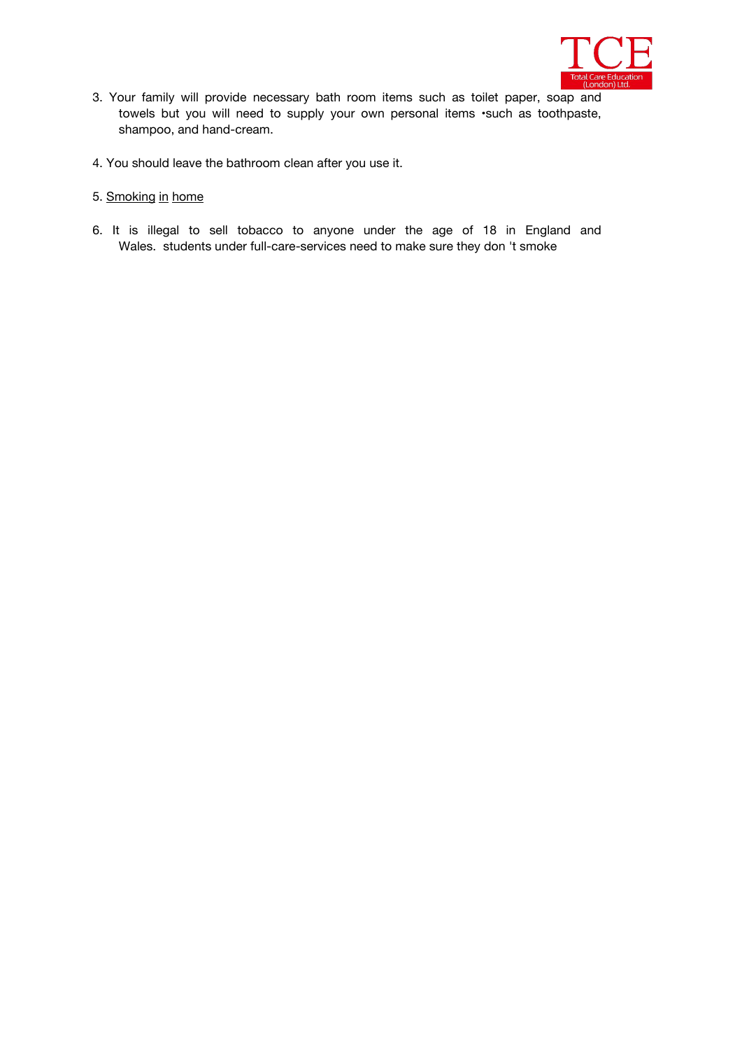3. Your family will provide necessary bath room items such as toilet paper, soap and towels but you will need to supply your own personal items •such as toothpaste, shampoo, and hand-cream.

4. You should leave the bathroom clean after you use it.

5. <u>Smoking</u> <u>in</u> <u>home</u>

6. It is illegal to sell tobacco to anyone under the age of 18 in England and Wales. students under full-care-services need to make sure they don 't smoke